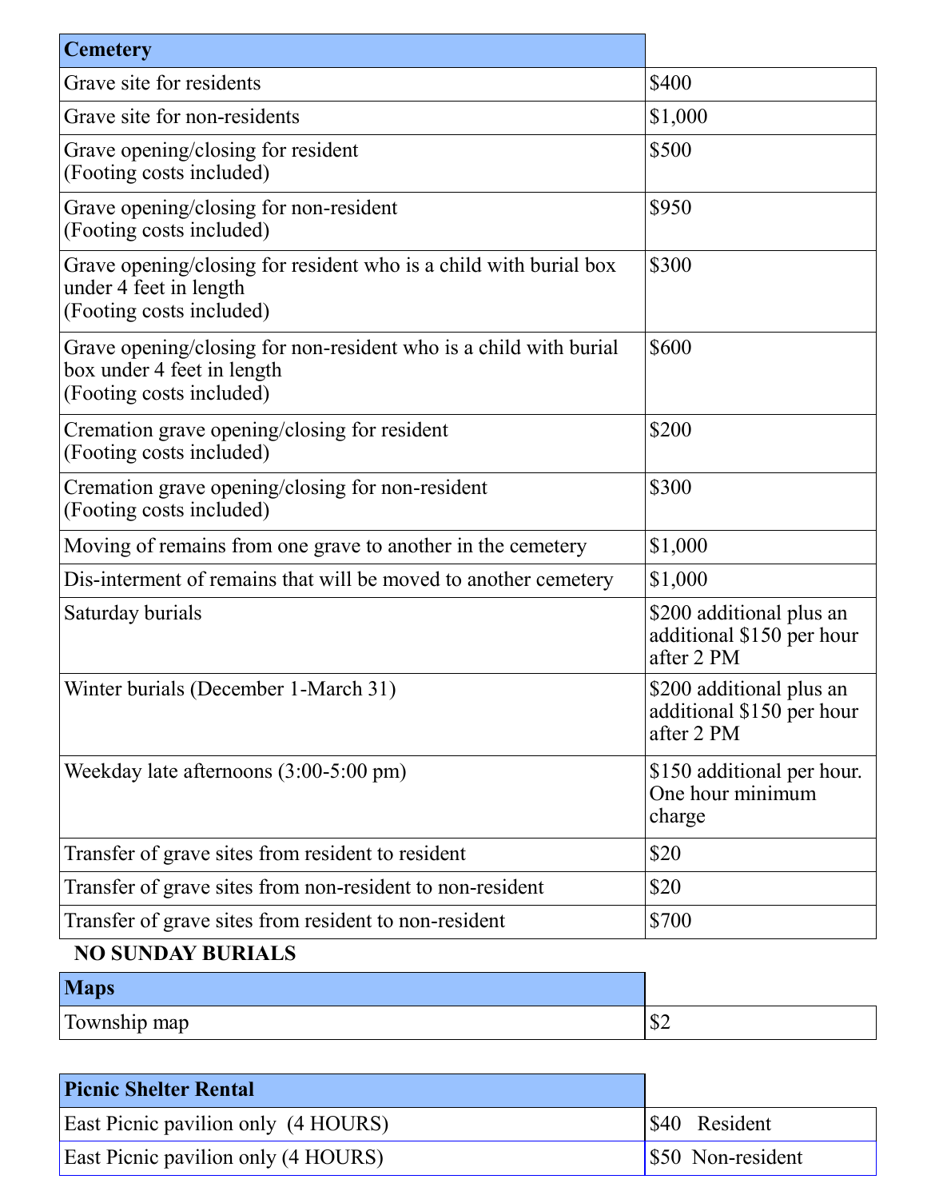| Cemetery | |
| --- | --- |
| Grave site for residents | $400 |
| Grave site for non-residents | $1,000 |
| Grave opening/closing for resident (Footing costs included) | $500 |
| Grave opening/closing for non-resident (Footing costs included) | $950 |
| Grave opening/closing for resident who is a child with burial box under 4 feet in length (Footing costs included) | $300 |
| Grave opening/closing for non-resident who is a child with burial box under 4 feet in length (Footing costs included) | $600 |
| Cremation grave opening/closing for resident (Footing costs included) | $200 |
| Cremation grave opening/closing for non-resident (Footing costs included) | $300 |
| Moving of remains from one grave to another in the cemetery | $1,000 |
| Dis-interment of remains that will be moved to another cemetery | $1,000 |
| Saturday burials | $200 additional plus an additional $150 per hour after 2 PM |
| Winter burials (December 1-March 31) | $200 additional plus an additional $150 per hour after 2 PM |
| Weekday late afternoons (3:00-5:00 pm) | $150 additional per hour. One hour minimum charge |
| Transfer of grave sites from resident to resident | $20 |
| Transfer of grave sites from non-resident to non-resident | $20 |
| Transfer of grave sites from resident to non-resident | $700 |

**NO SUNDAY BURIALS**

| Maps | |
| --- | --- |
| Township map | $2 |

| Picnic Shelter Rental | |
| --- | --- |
| East Picnic pavilion only (4 HOURS) | $40 Resident |
| East Picnic pavilion only (4 HOURS) | $50 Non-resident |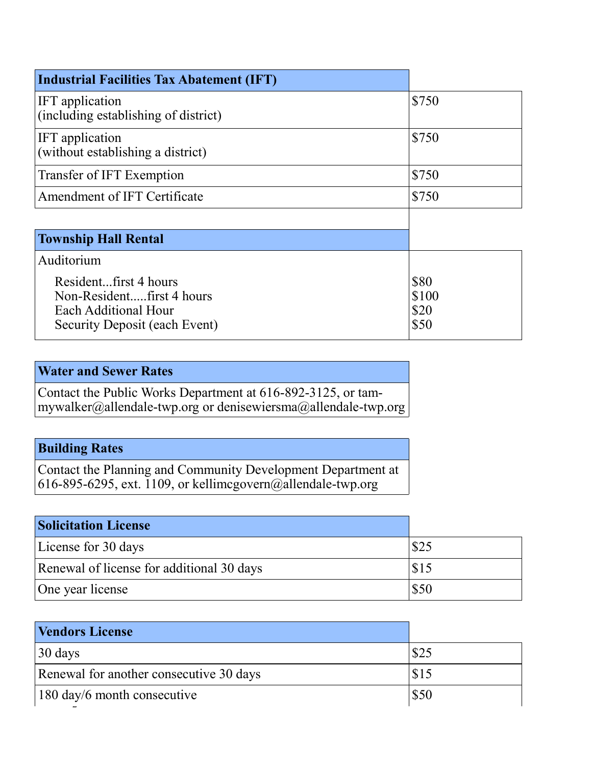| Industrial Facilities Tax Abatement (IFT) | |
|---|---|
| IFT application (including establishing of district) | $750 |
| IFT application (without establishing a district) | $750 |
| Transfer of IFT Exemption | $750 |
| Amendment of IFT Certificate | $750 |

| Township Hall Rental | |
|---|---|
| Auditorium | |
| Resident...first 4 hours | $80 |
| Non-Resident.....first 4 hours | $100 |
| Each Additional Hour | $20 |
| Security Deposit (each Event) | $50 |

| Water and Sewer Rates |
|---|
| Contact the Public Works Department at 616-892-3125, or tammywalker@allendale-twp.org or denisewiersma@allendale-twp.org |

| Building Rates |
|---|
| Contact the Planning and Community Development Department at 616-895-6295, ext. 1109, or kellimcgovern@allendale-twp.org |

| Solicitation License | |
|---|---|
| License for 30 days | $25 |
| Renewal of license for additional 30 days | $15 |
| One year license | $50 |

| Vendors License | |
|---|---|
| 30 days | $25 |
| Renewal for another consecutive 30 days | $15 |
| 180 day/6 month consecutive | $50 |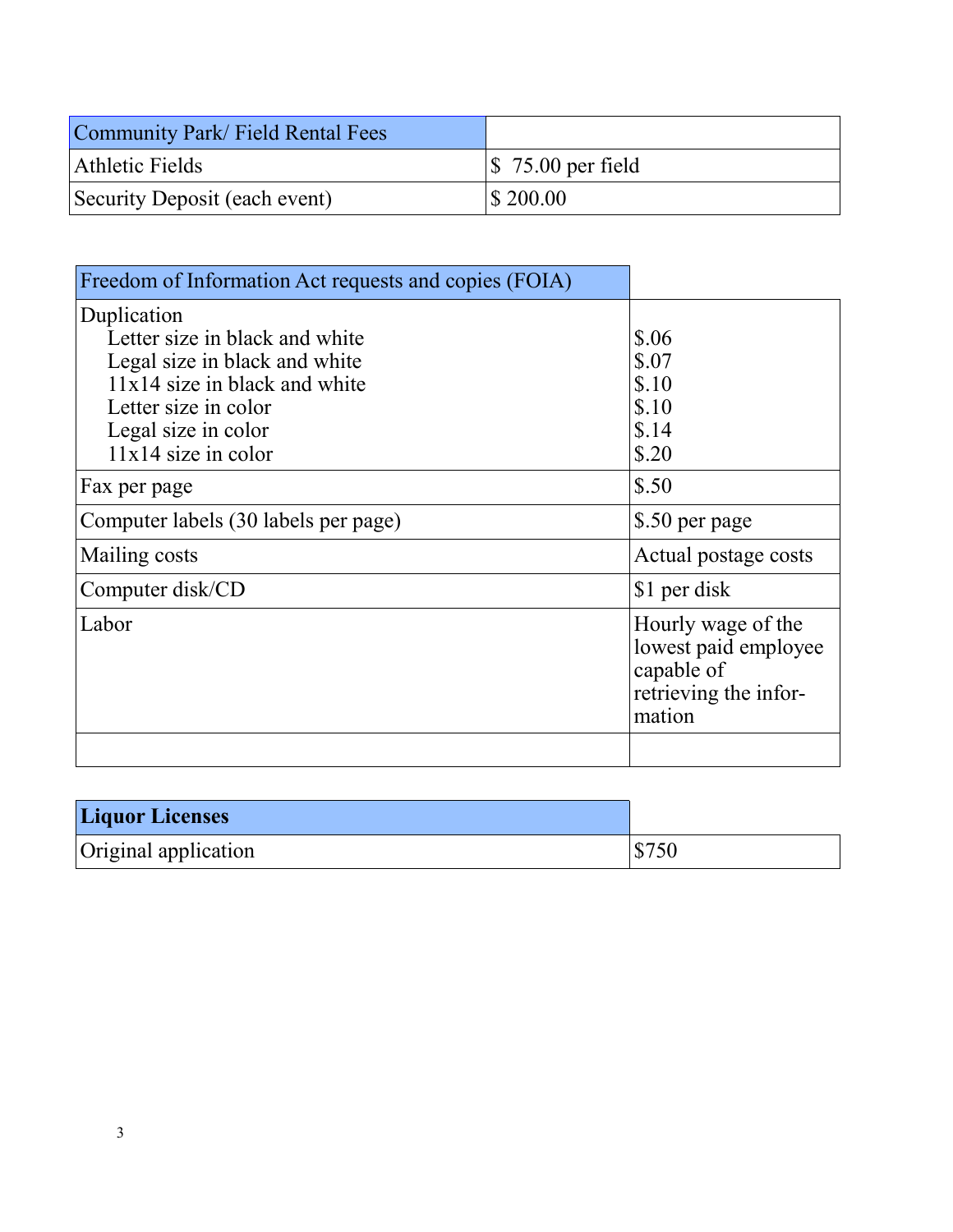| Community Park/ Field Rental Fees | |
|---|---|
| Athletic Fields | $ 75.00 per field |
| Security Deposit (each event) | $ 200.00 |

| Freedom of Information Act requests and copies (FOIA) | |
|---|---|
| Duplication<br>Letter size in black and white<br>Legal size in black and white<br>11x14 size in black and white<br>Letter size in color<br>Legal size in color<br>11x14 size in color | <br>$.06<br>$.07<br>$.10<br>$.10<br>$.14<br>$.20 |
| Fax per page | $.50 |
| Computer labels (30 labels per page) | $.50 per page |
| Mailing costs | Actual postage costs |
| Computer disk/CD | $1 per disk |
| Labor | Hourly wage of the lowest paid employee capable of retrieving the information |
| | |

| **Liquor Licenses** | |
|---|---|
| Original application | $750 |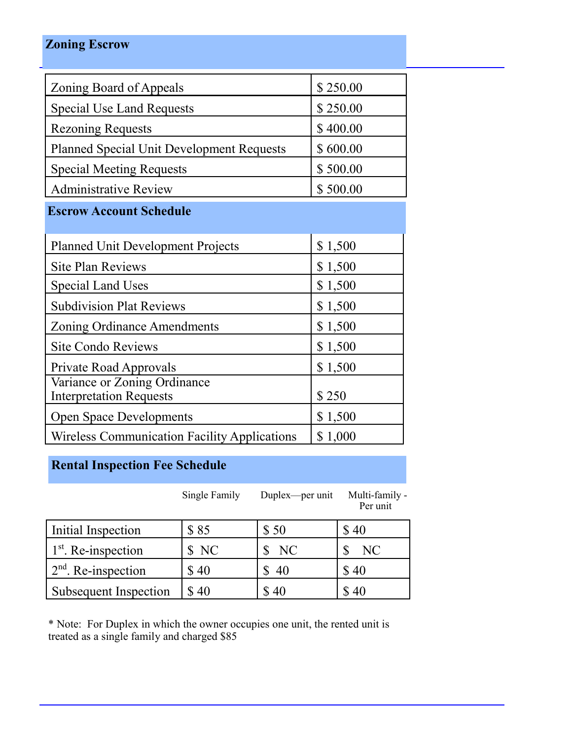## Zoning Escrow

| | |
|---|---|
| Zoning Board of Appeals | $ 250.00 |
| Special Use Land Requests | $ 250.00 |
| Rezoning Requests | $ 400.00 |
| Planned Special Unit Development Requests | $ 600.00 |
| Special Meeting Requests | $ 500.00 |
| Administrative Review | $ 500.00 |

## Escrow Account Schedule

| | |
|---|---|
| Planned Unit Development Projects | $ 1,500 |
| Site Plan Reviews | $ 1,500 |
| Special Land Uses | $ 1,500 |
| Subdivision Plat Reviews | $ 1,500 |
| Zoning Ordinance Amendments | $ 1,500 |
| Site Condo Reviews | $ 1,500 |
| Private Road Approvals | $ 1,500 |
| Variance or Zoning Ordinance Interpretation Requests | $ 250 |
| Open Space Developments | $ 1,500 |
| Wireless Communication Facility Applications | $ 1,000 |

## Rental Inspection Fee Schedule

| | Single Family | Duplex—per unit | Multi-family - Per unit |
|---|---|---|---|
| Initial Inspection | $ 85 | $ 50 | $ 40 |
| 1st. Re-inspection | $ NC | $ NC | $ NC |
| 2nd. Re-inspection | $ 40 | $ 40 | $ 40 |
| Subsequent Inspection | $ 40 | $ 40 | $ 40 |

* Note: For Duplex in which the owner occupies one unit, the rented unit is treated as a single family and charged $85